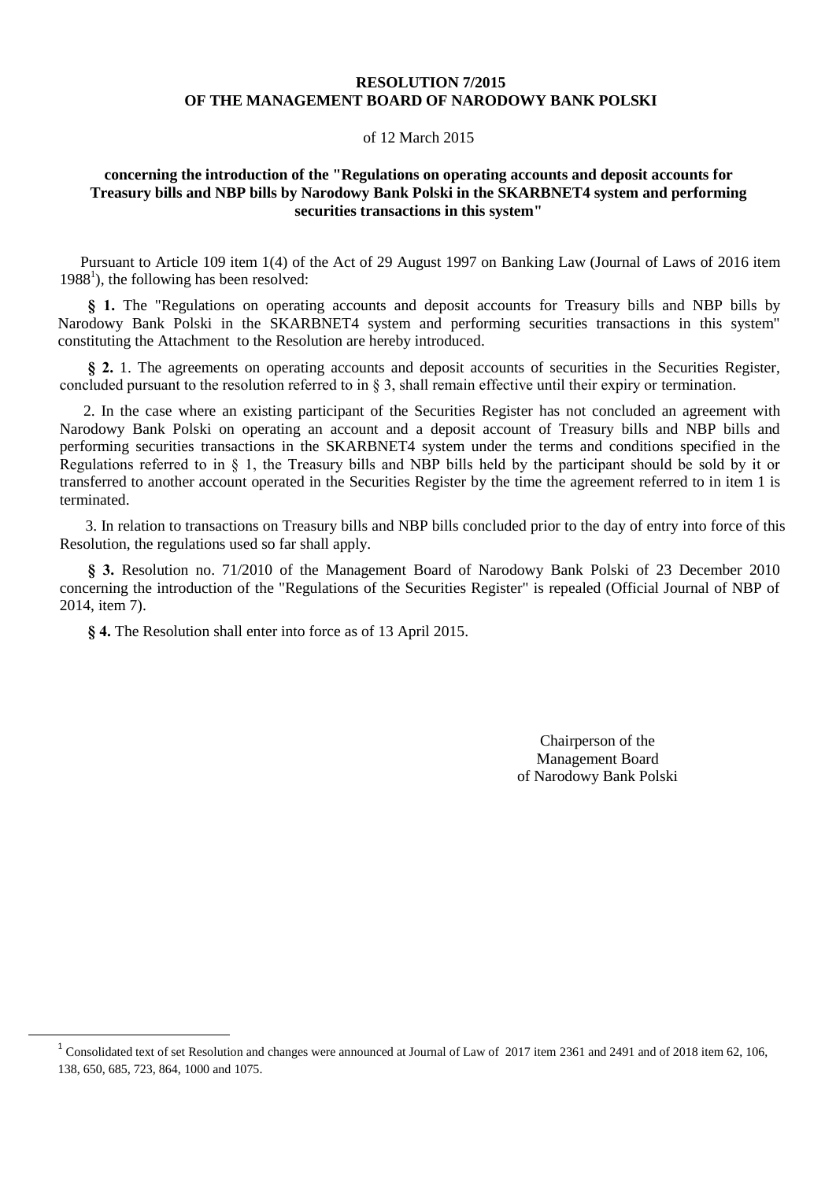**RESOLUTION 7/2015**
**OF THE MANAGEMENT BOARD OF NARODOWY BANK POLSKI**

of 12 March 2015

**concerning the introduction of the "Regulations on operating accounts and deposit accounts for Treasury bills and NBP bills by Narodowy Bank Polski in the SKARBNET4 system and performing securities transactions in this system"**

Pursuant to Article 109 item 1(4) of the Act of 29 August 1997 on Banking Law (Journal of Laws of 2016 item 1988[1]), the following has been resolved:

**§ 1.** The "Regulations on operating accounts and deposit accounts for Treasury bills and NBP bills by Narodowy Bank Polski in the SKARBNET4 system and performing securities transactions in this system" constituting the Attachment to the Resolution are hereby introduced.

**§ 2.** 1. The agreements on operating accounts and deposit accounts of securities in the Securities Register, concluded pursuant to the resolution referred to in § 3, shall remain effective until their expiry or termination.

2. In the case where an existing participant of the Securities Register has not concluded an agreement with Narodowy Bank Polski on operating an account and a deposit account of Treasury bills and NBP bills and performing securities transactions in the SKARBNET4 system under the terms and conditions specified in the Regulations referred to in § 1, the Treasury bills and NBP bills held by the participant should be sold by it or transferred to another account operated in the Securities Register by the time the agreement referred to in item 1 is terminated.

3. In relation to transactions on Treasury bills and NBP bills concluded prior to the day of entry into force of this Resolution, the regulations used so far shall apply.

**§ 3.** Resolution no. 71/2010 of the Management Board of Narodowy Bank Polski of 23 December 2010 concerning the introduction of the "Regulations of the Securities Register" is repealed (Official Journal of NBP of 2014, item 7).

**§ 4.** The Resolution shall enter into force as of 13 April 2015.

Chairperson of the
Management Board
of Narodowy Bank Polski

---

[1] Consolidated text of set Resolution and changes were announced at Journal of Law of 2017 item 2361 and 2491 and of 2018 item 62, 106, 138, 650, 685, 723, 864, 1000 and 1075.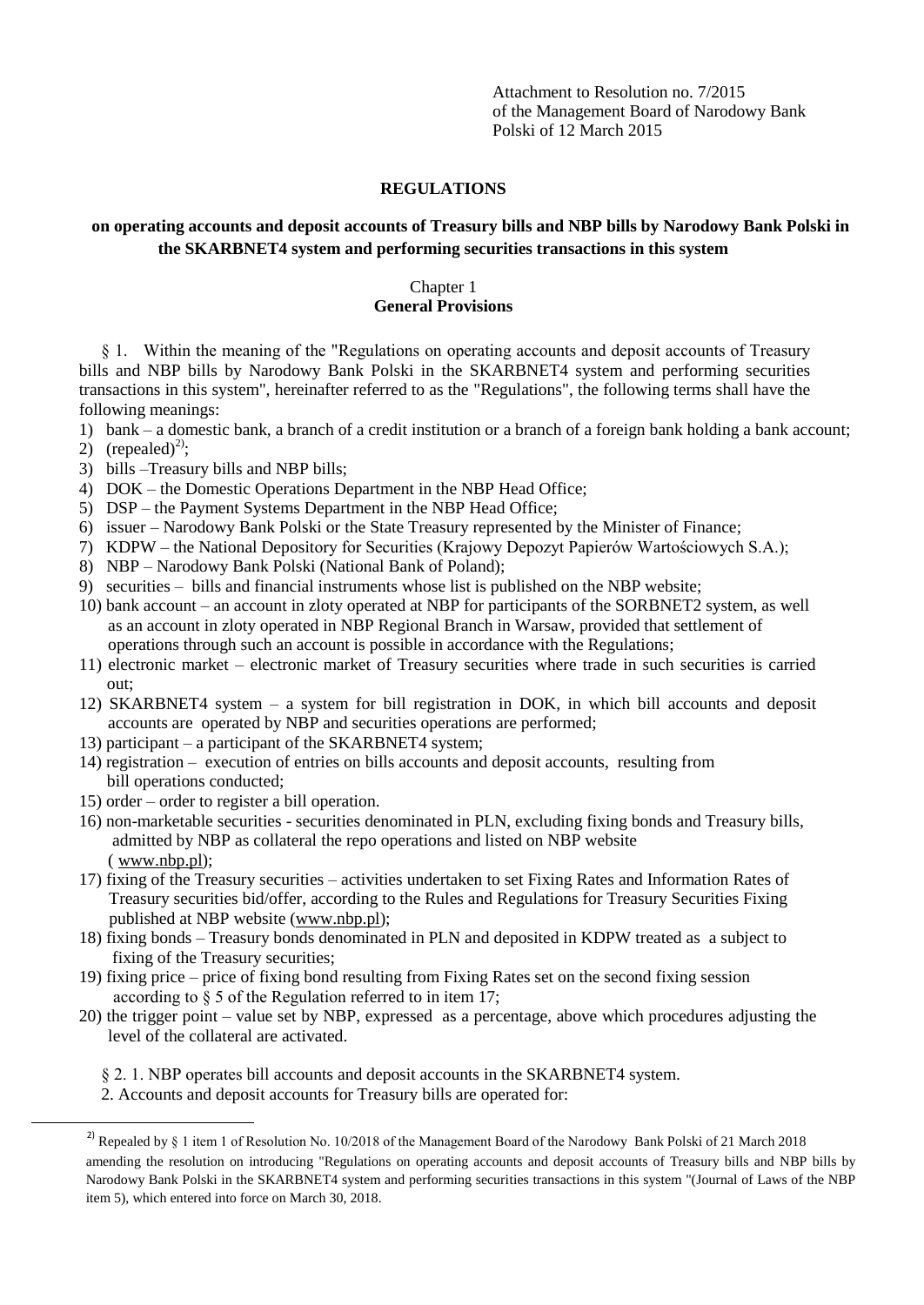Attachment to Resolution no. 7/2015
of the Management Board of Narodowy Bank
Polski of 12 March 2015

**REGULATIONS**

**on operating accounts and deposit accounts of Treasury bills and NBP bills by Narodowy Bank Polski in the SKARBNET4 system and performing securities transactions in this system**

## Chapter 1
## General Provisions

§ 1. Within the meaning of the "Regulations on operating accounts and deposit accounts of Treasury bills and NBP bills by Narodowy Bank Polski in the SKARBNET4 system and performing securities transactions in this system", hereinafter referred to as the "Regulations", the following terms shall have the following meanings:

1) bank – a domestic bank, a branch of a credit institution or a branch of a foreign bank holding a bank account;
2) (repealed)[2];
3) bills –Treasury bills and NBP bills;
4) DOK – the Domestic Operations Department in the NBP Head Office;
5) DSP – the Payment Systems Department in the NBP Head Office;
6) issuer – Narodowy Bank Polski or the State Treasury represented by the Minister of Finance;
7) KDPW – the National Depository for Securities (Krajowy Depozyt Papierów Wartościowych S.A.);
8) NBP – Narodowy Bank Polski (National Bank of Poland);
9) securities – bills and financial instruments whose list is published on the NBP website;
10) bank account – an account in zloty operated at NBP for participants of the SORBNET2 system, as well as an account in zloty operated in NBP Regional Branch in Warsaw, provided that settlement of operations through such an account is possible in accordance with the Regulations;
11) electronic market – electronic market of Treasury securities where trade in such securities is carried out;
12) SKARBNET4 system – a system for bill registration in DOK, in which bill accounts and deposit accounts are operated by NBP and securities operations are performed;
13) participant – a participant of the SKARBNET4 system;
14) registration – execution of entries on bills accounts and deposit accounts, resulting from bill operations conducted;
15) order – order to register a bill operation.
16) non-marketable securities - securities denominated in PLN, excluding fixing bonds and Treasury bills, admitted by NBP as collateral the repo operations and listed on NBP website ( www.nbp.pl);
17) fixing of the Treasury securities – activities undertaken to set Fixing Rates and Information Rates of Treasury securities bid/offer, according to the Rules and Regulations for Treasury Securities Fixing published at NBP website (www.nbp.pl);
18) fixing bonds – Treasury bonds denominated in PLN and deposited in KDPW treated as a subject to fixing of the Treasury securities;
19) fixing price – price of fixing bond resulting from Fixing Rates set on the second fixing session according to § 5 of the Regulation referred to in item 17;
20) the trigger point – value set by NBP, expressed as a percentage, above which procedures adjusting the level of the collateral are activated.

§ 2. 1. NBP operates bill accounts and deposit accounts in the SKARBNET4 system.

2. Accounts and deposit accounts for Treasury bills are operated for:

---

[2] Repealed by § 1 item 1 of Resolution No. 10/2018 of the Management Board of the Narodowy Bank Polski of 21 March 2018 amending the resolution on introducing "Regulations on operating accounts and deposit accounts of Treasury bills and NBP bills by Narodowy Bank Polski in the SKARBNET4 system and performing securities transactions in this system "(Journal of Laws of the NBP item 5), which entered into force on March 30, 2018.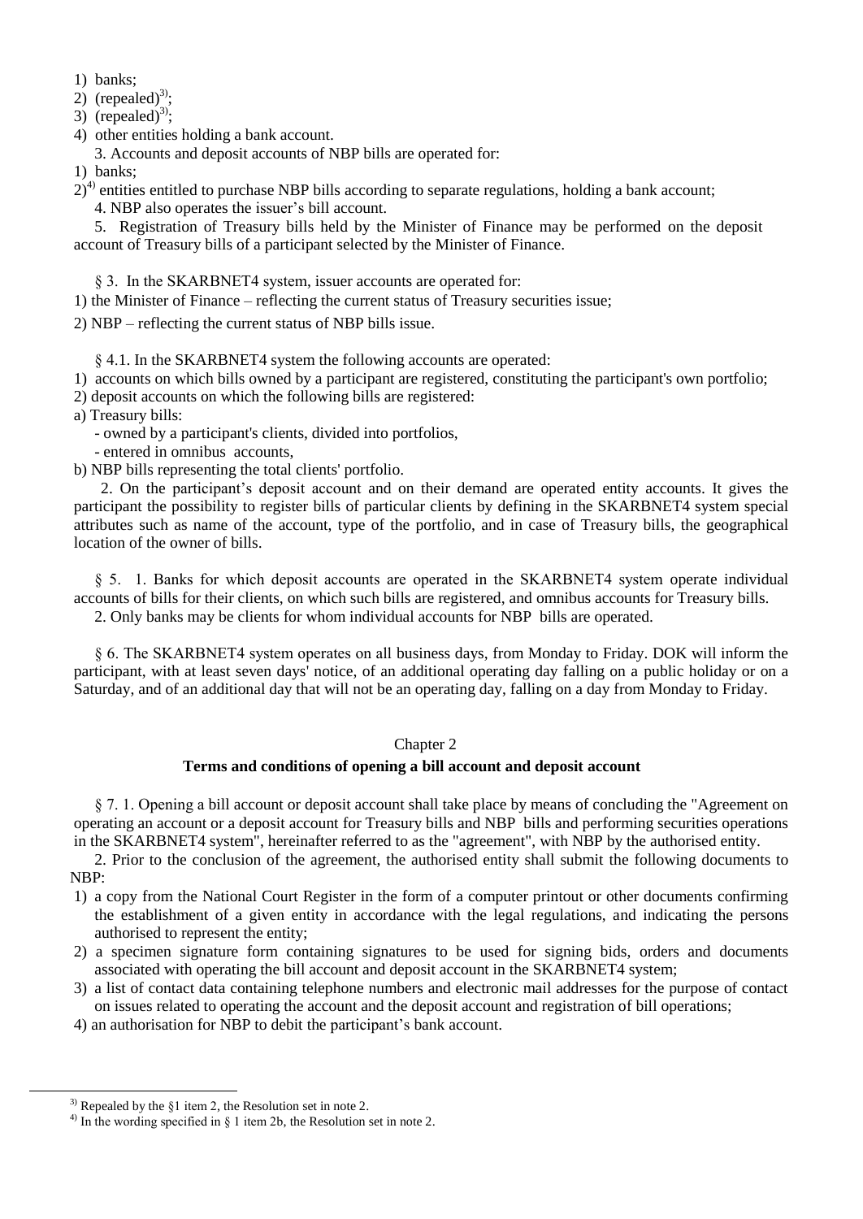1) banks;
2) (repealed)[3];
3) (repealed)[3];
4) other entities holding a bank account.

3. Accounts and deposit accounts of NBP bills are operated for:

1) banks;
2)[4] entities entitled to purchase NBP bills according to separate regulations, holding a bank account;

4. NBP also operates the issuer's bill account.

5. Registration of Treasury bills held by the Minister of Finance may be performed on the deposit account of Treasury bills of a participant selected by the Minister of Finance.

§ 3. In the SKARBNET4 system, issuer accounts are operated for:

1) the Minister of Finance – reflecting the current status of Treasury securities issue;
2) NBP – reflecting the current status of NBP bills issue.

§ 4.1. In the SKARBNET4 system the following accounts are operated:

1) accounts on which bills owned by a participant are registered, constituting the participant's own portfolio;
2) deposit accounts on which the following bills are registered:

a) Treasury bills:
- owned by a participant's clients, divided into portfolios,
- entered in omnibus accounts,

b) NBP bills representing the total clients' portfolio.

2. On the participant's deposit account and on their demand are operated entity accounts. It gives the participant the possibility to register bills of particular clients by defining in the SKARBNET4 system special attributes such as name of the account, type of the portfolio, and in case of Treasury bills, the geographical location of the owner of bills.

§ 5. 1. Banks for which deposit accounts are operated in the SKARBNET4 system operate individual accounts of bills for their clients, on which such bills are registered, and omnibus accounts for Treasury bills.

2. Only banks may be clients for whom individual accounts for NBP bills are operated.

§ 6. The SKARBNET4 system operates on all business days, from Monday to Friday. DOK will inform the participant, with at least seven days' notice, of an additional operating day falling on a public holiday or on a Saturday, and of an additional day that will not be an operating day, falling on a day from Monday to Friday.

## Chapter 2

### Terms and conditions of opening a bill account and deposit account

§ 7. 1. Opening a bill account or deposit account shall take place by means of concluding the "Agreement on operating an account or a deposit account for Treasury bills and NBP bills and performing securities operations in the SKARBNET4 system", hereinafter referred to as the "agreement", with NBP by the authorised entity.

2. Prior to the conclusion of the agreement, the authorised entity shall submit the following documents to NBP:

1) a copy from the National Court Register in the form of a computer printout or other documents confirming the establishment of a given entity in accordance with the legal regulations, and indicating the persons authorised to represent the entity;
2) a specimen signature form containing signatures to be used for signing bids, orders and documents associated with operating the bill account and deposit account in the SKARBNET4 system;
3) a list of contact data containing telephone numbers and electronic mail addresses for the purpose of contact on issues related to operating the account and the deposit account and registration of bill operations;
4) an authorisation for NBP to debit the participant's bank account.

---

[3] Repealed by the §1 item 2, the Resolution set in note 2.

[4] In the wording specified in § 1 item 2b, the Resolution set in note 2.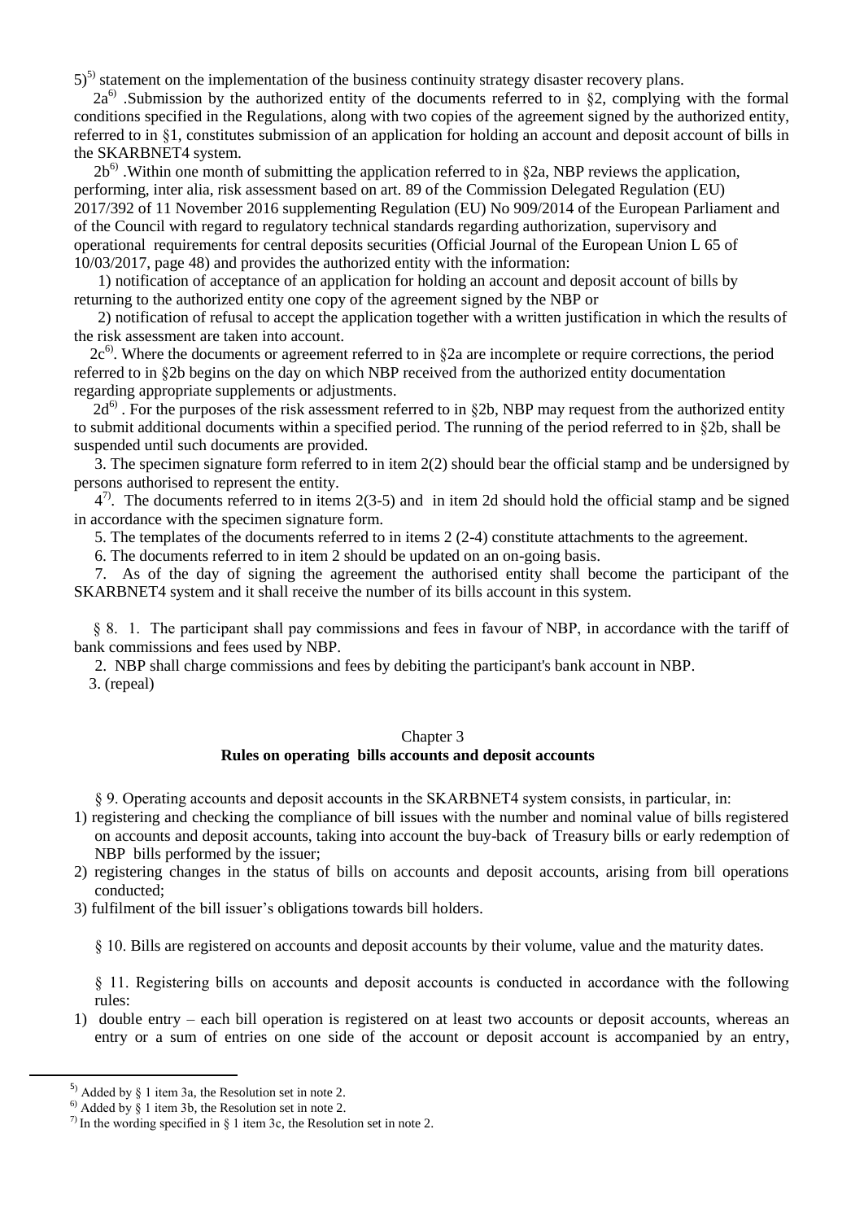5)[5] statement on the implementation of the business continuity strategy disaster recovery plans.

2a[6] .Submission by the authorized entity of the documents referred to in §2, complying with the formal conditions specified in the Regulations, along with two copies of the agreement signed by the authorized entity, referred to in §1, constitutes submission of an application for holding an account and deposit account of bills in the SKARBNET4 system.

2b[6] .Within one month of submitting the application referred to in §2a, NBP reviews the application, performing, inter alia, risk assessment based on art. 89 of the Commission Delegated Regulation (EU) 2017/392 of 11 November 2016 supplementing Regulation (EU) No 909/2014 of the European Parliament and of the Council with regard to regulatory technical standards regarding authorization, supervisory and operational requirements for central deposits securities (Official Journal of the European Union L 65 of 10/03/2017, page 48) and provides the authorized entity with the information:

1) notification of acceptance of an application for holding an account and deposit account of bills by returning to the authorized entity one copy of the agreement signed by the NBP or

2) notification of refusal to accept the application together with a written justification in which the results of the risk assessment are taken into account.

2c[6]. Where the documents or agreement referred to in §2a are incomplete or require corrections, the period referred to in §2b begins on the day on which NBP received from the authorized entity documentation regarding appropriate supplements or adjustments.

2d[6] . For the purposes of the risk assessment referred to in §2b, NBP may request from the authorized entity to submit additional documents within a specified period. The running of the period referred to in §2b, shall be suspended until such documents are provided.

3. The specimen signature form referred to in item 2(2) should bear the official stamp and be undersigned by persons authorised to represent the entity.

4[7]. The documents referred to in items 2(3-5) and in item 2d should hold the official stamp and be signed in accordance with the specimen signature form.

5. The templates of the documents referred to in items 2 (2-4) constitute attachments to the agreement.

6. The documents referred to in item 2 should be updated on an on-going basis.

7. As of the day of signing the agreement the authorised entity shall become the participant of the SKARBNET4 system and it shall receive the number of its bills account in this system.

§ 8. 1. The participant shall pay commissions and fees in favour of NBP, in accordance with the tariff of bank commissions and fees used by NBP.

2. NBP shall charge commissions and fees by debiting the participant's bank account in NBP.

3. (repeal)

## Chapter 3
## Rules on operating bills accounts and deposit accounts

§ 9. Operating accounts and deposit accounts in the SKARBNET4 system consists, in particular, in:

1) registering and checking the compliance of bill issues with the number and nominal value of bills registered on accounts and deposit accounts, taking into account the buy-back of Treasury bills or early redemption of NBP bills performed by the issuer;
2) registering changes in the status of bills on accounts and deposit accounts, arising from bill operations conducted;
3) fulfilment of the bill issuer's obligations towards bill holders.

§ 10. Bills are registered on accounts and deposit accounts by their volume, value and the maturity dates.

§ 11. Registering bills on accounts and deposit accounts is conducted in accordance with the following rules:

1) double entry – each bill operation is registered on at least two accounts or deposit accounts, whereas an entry or a sum of entries on one side of the account or deposit account is accompanied by an entry,

---

[5] Added by § 1 item 3a, the Resolution set in note 2.

[6] Added by § 1 item 3b, the Resolution set in note 2.

[7] In the wording specified in § 1 item 3c, the Resolution set in note 2.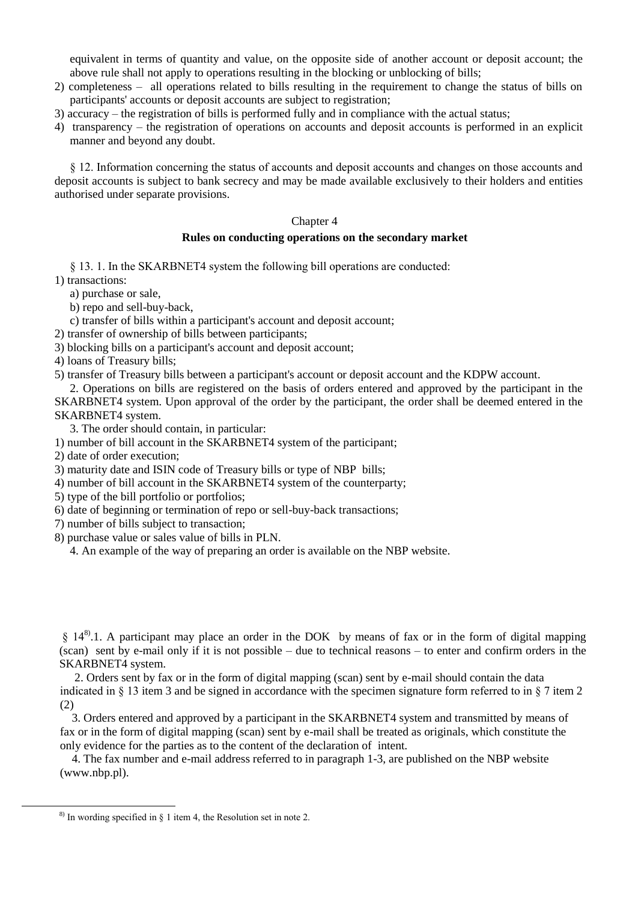equivalent in terms of quantity and value, on the opposite side of another account or deposit account; the above rule shall not apply to operations resulting in the blocking or unblocking of bills;

2) completeness – all operations related to bills resulting in the requirement to change the status of bills on participants' accounts or deposit accounts are subject to registration;
3) accuracy – the registration of bills is performed fully and in compliance with the actual status;
4) transparency – the registration of operations on accounts and deposit accounts is performed in an explicit manner and beyond any doubt.

§ 12. Information concerning the status of accounts and deposit accounts and changes on those accounts and deposit accounts is subject to bank secrecy and may be made available exclusively to their holders and entities authorised under separate provisions.

## Chapter 4

## Rules on conducting operations on the secondary market

§ 13. 1. In the SKARBNET4 system the following bill operations are conducted:

1) transactions:
   a) purchase or sale,
   b) repo and sell-buy-back,
   c) transfer of bills within a participant's account and deposit account;
2) transfer of ownership of bills between participants;
3) blocking bills on a participant's account and deposit account;
4) loans of Treasury bills;
5) transfer of Treasury bills between a participant's account or deposit account and the KDPW account.

2. Operations on bills are registered on the basis of orders entered and approved by the participant in the SKARBNET4 system. Upon approval of the order by the participant, the order shall be deemed entered in the SKARBNET4 system.

3. The order should contain, in particular:

1) number of bill account in the SKARBNET4 system of the participant;
2) date of order execution;
3) maturity date and ISIN code of Treasury bills or type of NBP bills;
4) number of bill account in the SKARBNET4 system of the counterparty;
5) type of the bill portfolio or portfolios;
6) date of beginning or termination of repo or sell-buy-back transactions;
7) number of bills subject to transaction;
8) purchase value or sales value of bills in PLN.

4. An example of the way of preparing an order is available on the NBP website.

§ 14[8].1. A participant may place an order in the DOK by means of fax or in the form of digital mapping (scan) sent by e-mail only if it is not possible – due to technical reasons – to enter and confirm orders in the SKARBNET4 system.

2. Orders sent by fax or in the form of digital mapping (scan) sent by e-mail should contain the data indicated in § 13 item 3 and be signed in accordance with the specimen signature form referred to in § 7 item 2 (2)

3. Orders entered and approved by a participant in the SKARBNET4 system and transmitted by means of fax or in the form of digital mapping (scan) sent by e-mail shall be treated as originals, which constitute the only evidence for the parties as to the content of the declaration of intent.

4. The fax number and e-mail address referred to in paragraph 1-3, are published on the NBP website (www.nbp.pl).

[8] In wording specified in § 1 item 4, the Resolution set in note 2.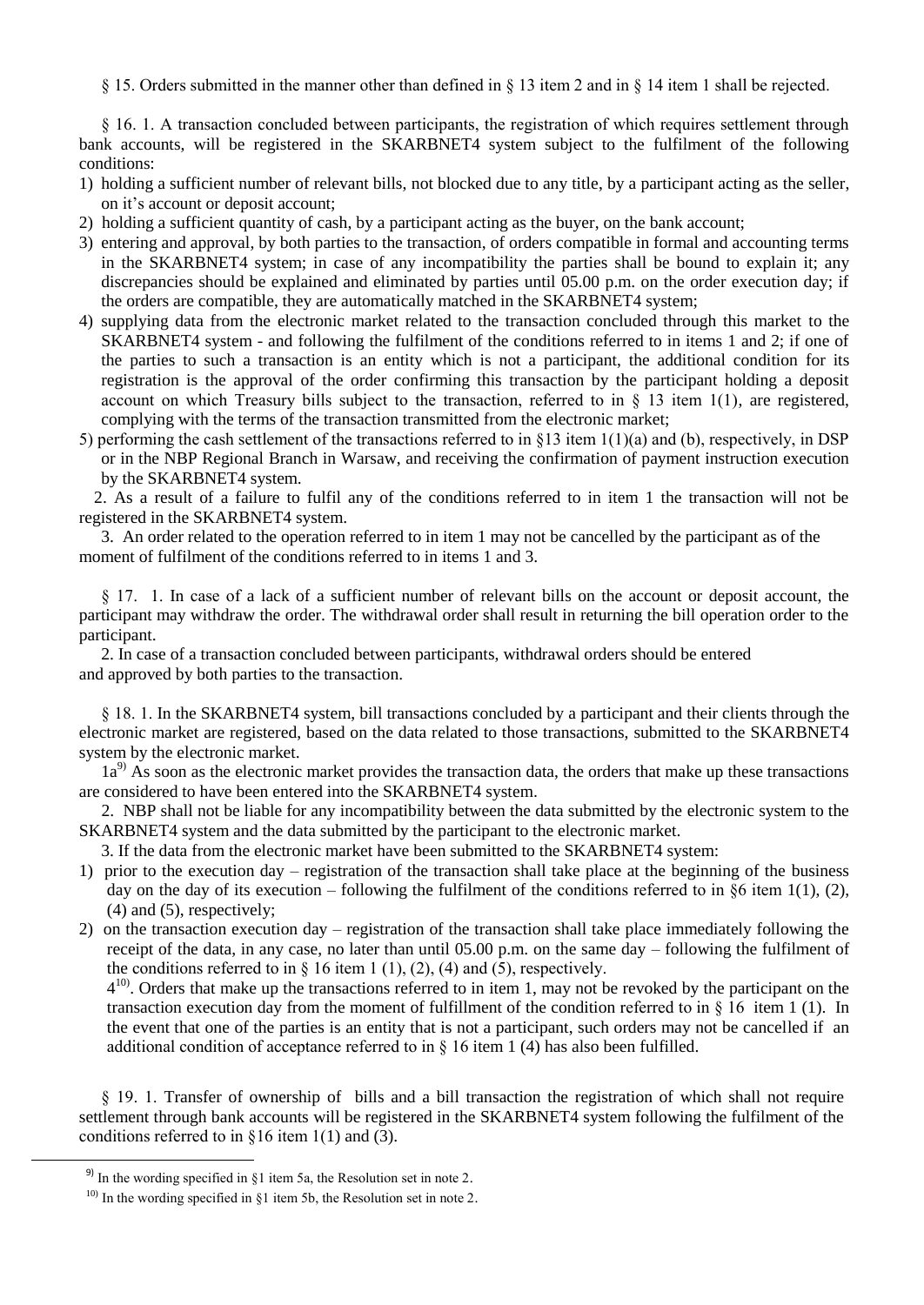§ 15. Orders submitted in the manner other than defined in § 13 item 2 and in § 14 item 1 shall be rejected.

§ 16. 1. A transaction concluded between participants, the registration of which requires settlement through bank accounts, will be registered in the SKARBNET4 system subject to the fulfilment of the following conditions:

1) holding a sufficient number of relevant bills, not blocked due to any title, by a participant acting as the seller, on it's account or deposit account;
2) holding a sufficient quantity of cash, by a participant acting as the buyer, on the bank account;
3) entering and approval, by both parties to the transaction, of orders compatible in formal and accounting terms in the SKARBNET4 system; in case of any incompatibility the parties shall be bound to explain it; any discrepancies should be explained and eliminated by parties until 05.00 p.m. on the order execution day; if the orders are compatible, they are automatically matched in the SKARBNET4 system;
4) supplying data from the electronic market related to the transaction concluded through this market to the SKARBNET4 system - and following the fulfilment of the conditions referred to in items 1 and 2; if one of the parties to such a transaction is an entity which is not a participant, the additional condition for its registration is the approval of the order confirming this transaction by the participant holding a deposit account on which Treasury bills subject to the transaction, referred to in § 13 item 1(1), are registered, complying with the terms of the transaction transmitted from the electronic market;
5) performing the cash settlement of the transactions referred to in §13 item 1(1)(a) and (b), respectively, in DSP or in the NBP Regional Branch in Warsaw, and receiving the confirmation of payment instruction execution by the SKARBNET4 system.

2. As a result of a failure to fulfil any of the conditions referred to in item 1 the transaction will not be registered in the SKARBNET4 system.

3. An order related to the operation referred to in item 1 may not be cancelled by the participant as of the moment of fulfilment of the conditions referred to in items 1 and 3.

§ 17. 1. In case of a lack of a sufficient number of relevant bills on the account or deposit account, the participant may withdraw the order. The withdrawal order shall result in returning the bill operation order to the participant.

2. In case of a transaction concluded between participants, withdrawal orders should be entered and approved by both parties to the transaction.

§ 18. 1. In the SKARBNET4 system, bill transactions concluded by a participant and their clients through the electronic market are registered, based on the data related to those transactions, submitted to the SKARBNET4 system by the electronic market.

1a[9] As soon as the electronic market provides the transaction data, the orders that make up these transactions are considered to have been entered into the SKARBNET4 system.

2. NBP shall not be liable for any incompatibility between the data submitted by the electronic system to the SKARBNET4 system and the data submitted by the participant to the electronic market.

3. If the data from the electronic market have been submitted to the SKARBNET4 system:

1) prior to the execution day – registration of the transaction shall take place at the beginning of the business day on the day of its execution – following the fulfilment of the conditions referred to in §6 item 1(1), (2), (4) and (5), respectively;
2) on the transaction execution day – registration of the transaction shall take place immediately following the receipt of the data, in any case, no later than until 05.00 p.m. on the same day – following the fulfilment of the conditions referred to in § 16 item 1 (1), (2), (4) and (5), respectively.

4[10]. Orders that make up the transactions referred to in item 1, may not be revoked by the participant on the transaction execution day from the moment of fulfillment of the condition referred to in § 16 item 1 (1). In the event that one of the parties is an entity that is not a participant, such orders may not be cancelled if an additional condition of acceptance referred to in § 16 item 1 (4) has also been fulfilled.

§ 19. 1. Transfer of ownership of bills and a bill transaction the registration of which shall not require settlement through bank accounts will be registered in the SKARBNET4 system following the fulfilment of the conditions referred to in §16 item 1(1) and (3).

---

[9] In the wording specified in §1 item 5a, the Resolution set in note 2.

[10] In the wording specified in §1 item 5b, the Resolution set in note 2.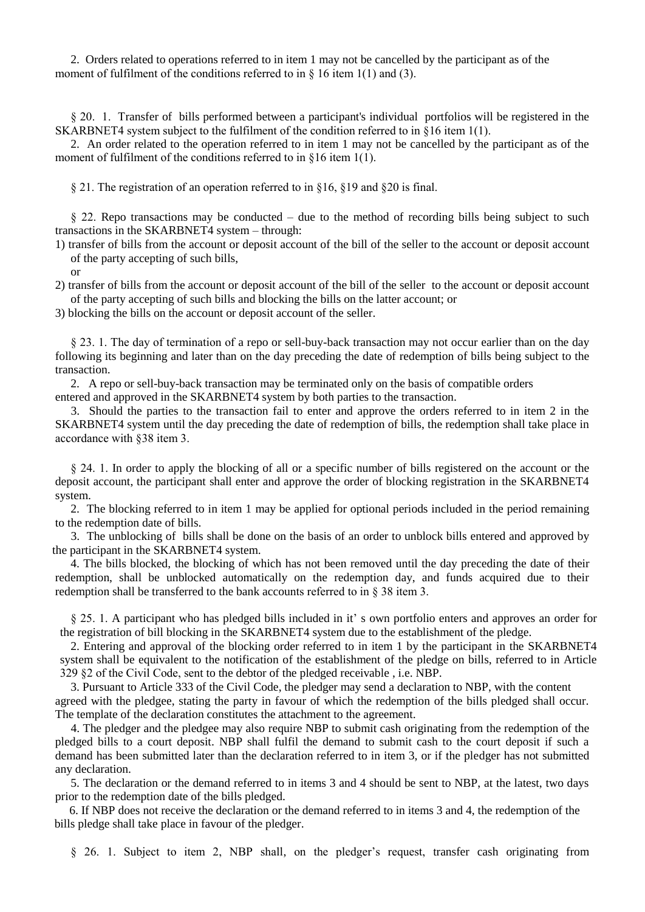2. Orders related to operations referred to in item 1 may not be cancelled by the participant as of the moment of fulfilment of the conditions referred to in § 16 item 1(1) and (3).

§ 20. 1. Transfer of bills performed between a participant's individual portfolios will be registered in the SKARBNET4 system subject to the fulfilment of the condition referred to in §16 item 1(1).

2. An order related to the operation referred to in item 1 may not be cancelled by the participant as of the moment of fulfilment of the conditions referred to in §16 item 1(1).

§ 21. The registration of an operation referred to in §16, §19 and §20 is final.

§ 22. Repo transactions may be conducted – due to the method of recording bills being subject to such transactions in the SKARBNET4 system – through:

1) transfer of bills from the account or deposit account of the bill of the seller to the account or deposit account of the party accepting of such bills,

   or

2) transfer of bills from the account or deposit account of the bill of the seller to the account or deposit account of the party accepting of such bills and blocking the bills on the latter account; or

3) blocking the bills on the account or deposit account of the seller.

§ 23. 1. The day of termination of a repo or sell-buy-back transaction may not occur earlier than on the day following its beginning and later than on the day preceding the date of redemption of bills being subject to the transaction.

2. A repo or sell-buy-back transaction may be terminated only on the basis of compatible orders entered and approved in the SKARBNET4 system by both parties to the transaction.

3. Should the parties to the transaction fail to enter and approve the orders referred to in item 2 in the SKARBNET4 system until the day preceding the date of redemption of bills, the redemption shall take place in accordance with §38 item 3.

§ 24. 1. In order to apply the blocking of all or a specific number of bills registered on the account or the deposit account, the participant shall enter and approve the order of blocking registration in the SKARBNET4 system.

2. The blocking referred to in item 1 may be applied for optional periods included in the period remaining to the redemption date of bills.

3. The unblocking of bills shall be done on the basis of an order to unblock bills entered and approved by the participant in the SKARBNET4 system.

4. The bills blocked, the blocking of which has not been removed until the day preceding the date of their redemption, shall be unblocked automatically on the redemption day, and funds acquired due to their redemption shall be transferred to the bank accounts referred to in § 38 item 3.

§ 25. 1. A participant who has pledged bills included in it' s own portfolio enters and approves an order for the registration of bill blocking in the SKARBNET4 system due to the establishment of the pledge.

2. Entering and approval of the blocking order referred to in item 1 by the participant in the SKARBNET4 system shall be equivalent to the notification of the establishment of the pledge on bills, referred to in Article 329 §2 of the Civil Code, sent to the debtor of the pledged receivable , i.e. NBP.

3. Pursuant to Article 333 of the Civil Code, the pledger may send a declaration to NBP, with the content agreed with the pledgee, stating the party in favour of which the redemption of the bills pledged shall occur. The template of the declaration constitutes the attachment to the agreement.

4. The pledger and the pledgee may also require NBP to submit cash originating from the redemption of the pledged bills to a court deposit. NBP shall fulfil the demand to submit cash to the court deposit if such a demand has been submitted later than the declaration referred to in item 3, or if the pledger has not submitted any declaration.

5. The declaration or the demand referred to in items 3 and 4 should be sent to NBP, at the latest, two days prior to the redemption date of the bills pledged.

6. If NBP does not receive the declaration or the demand referred to in items 3 and 4, the redemption of the bills pledge shall take place in favour of the pledger.

§ 26. 1. Subject to item 2, NBP shall, on the pledger's request, transfer cash originating from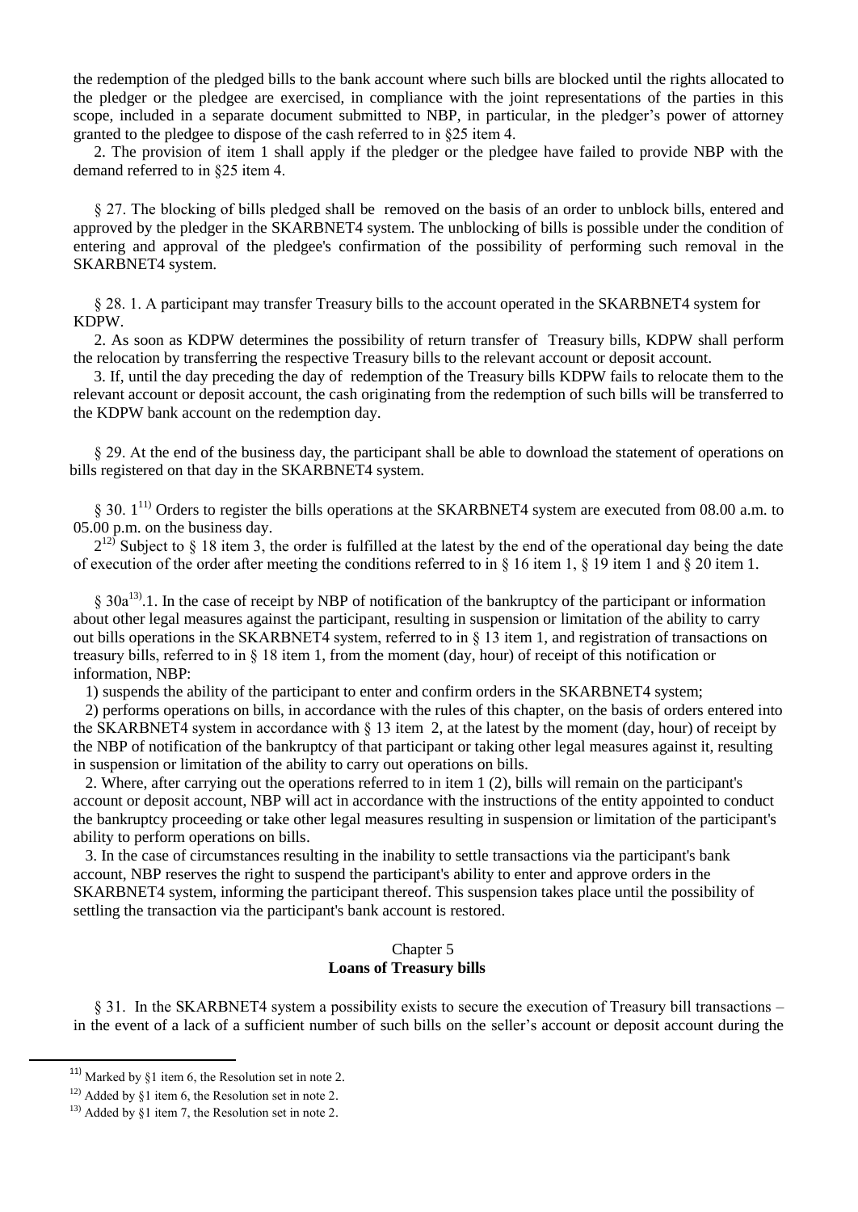the redemption of the pledged bills to the bank account where such bills are blocked until the rights allocated to the pledger or the pledgee are exercised, in compliance with the joint representations of the parties in this scope, included in a separate document submitted to NBP, in particular, in the pledger's power of attorney granted to the pledgee to dispose of the cash referred to in §25 item 4.

2. The provision of item 1 shall apply if the pledger or the pledgee have failed to provide NBP with the demand referred to in §25 item 4.

§ 27. The blocking of bills pledged shall be removed on the basis of an order to unblock bills, entered and approved by the pledger in the SKARBNET4 system. The unblocking of bills is possible under the condition of entering and approval of the pledgee's confirmation of the possibility of performing such removal in the SKARBNET4 system.

§ 28. 1. A participant may transfer Treasury bills to the account operated in the SKARBNET4 system for KDPW.

2. As soon as KDPW determines the possibility of return transfer of Treasury bills, KDPW shall perform the relocation by transferring the respective Treasury bills to the relevant account or deposit account.

3. If, until the day preceding the day of redemption of the Treasury bills KDPW fails to relocate them to the relevant account or deposit account, the cash originating from the redemption of such bills will be transferred to the KDPW bank account on the redemption day.

§ 29. At the end of the business day, the participant shall be able to download the statement of operations on bills registered on that day in the SKARBNET4 system.

§ 30. 1[11] Orders to register the bills operations at the SKARBNET4 system are executed from 08.00 a.m. to 05.00 p.m. on the business day.

2[12] Subject to § 18 item 3, the order is fulfilled at the latest by the end of the operational day being the date of execution of the order after meeting the conditions referred to in § 16 item 1, § 19 item 1 and § 20 item 1.

§ 30a[13].1. In the case of receipt by NBP of notification of the bankruptcy of the participant or information about other legal measures against the participant, resulting in suspension or limitation of the ability to carry out bills operations in the SKARBNET4 system, referred to in § 13 item 1, and registration of transactions on treasury bills, referred to in § 18 item 1, from the moment (day, hour) of receipt of this notification or information, NBP:

1) suspends the ability of the participant to enter and confirm orders in the SKARBNET4 system;

2) performs operations on bills, in accordance with the rules of this chapter, on the basis of orders entered into the SKARBNET4 system in accordance with § 13 item 2, at the latest by the moment (day, hour) of receipt by the NBP of notification of the bankruptcy of that participant or taking other legal measures against it, resulting in suspension or limitation of the ability to carry out operations on bills.

2. Where, after carrying out the operations referred to in item 1 (2), bills will remain on the participant's account or deposit account, NBP will act in accordance with the instructions of the entity appointed to conduct the bankruptcy proceeding or take other legal measures resulting in suspension or limitation of the participant's ability to perform operations on bills.

3. In the case of circumstances resulting in the inability to settle transactions via the participant's bank account, NBP reserves the right to suspend the participant's ability to enter and approve orders in the SKARBNET4 system, informing the participant thereof. This suspension takes place until the possibility of settling the transaction via the participant's bank account is restored.

## Chapter 5
## **Loans of Treasury bills**

§ 31. In the SKARBNET4 system a possibility exists to secure the execution of Treasury bill transactions – in the event of a lack of a sufficient number of such bills on the seller's account or deposit account during the

---

[11] Marked by §1 item 6, the Resolution set in note 2.

[12] Added by §1 item 6, the Resolution set in note 2.

[13] Added by §1 item 7, the Resolution set in note 2.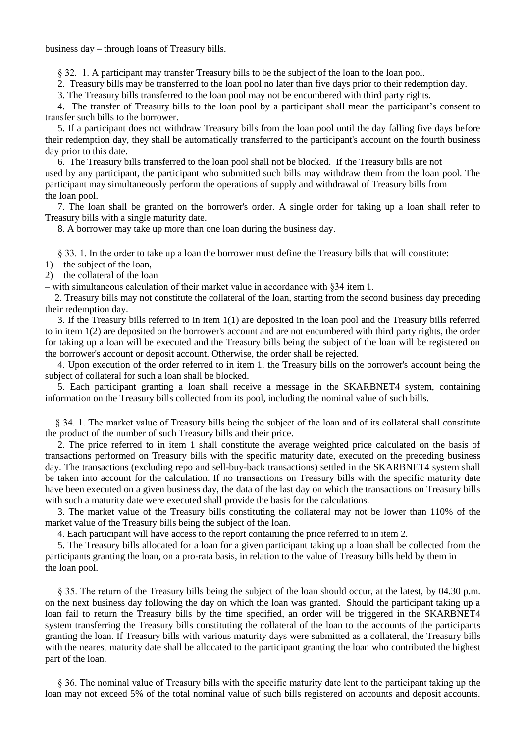business day – through loans of Treasury bills.

§ 32. 1. A participant may transfer Treasury bills to be the subject of the loan to the loan pool.

2. Treasury bills may be transferred to the loan pool no later than five days prior to their redemption day.

3. The Treasury bills transferred to the loan pool may not be encumbered with third party rights.

4. The transfer of Treasury bills to the loan pool by a participant shall mean the participant's consent to transfer such bills to the borrower.

5. If a participant does not withdraw Treasury bills from the loan pool until the day falling five days before their redemption day, they shall be automatically transferred to the participant's account on the fourth business day prior to this date.

6. The Treasury bills transferred to the loan pool shall not be blocked. If the Treasury bills are not used by any participant, the participant who submitted such bills may withdraw them from the loan pool. The participant may simultaneously perform the operations of supply and withdrawal of Treasury bills from the loan pool.

7. The loan shall be granted on the borrower's order. A single order for taking up a loan shall refer to Treasury bills with a single maturity date.

8. A borrower may take up more than one loan during the business day.

§ 33. 1. In the order to take up a loan the borrower must define the Treasury bills that will constitute:

1) the subject of the loan,
2) the collateral of the loan

– with simultaneous calculation of their market value in accordance with §34 item 1.

2. Treasury bills may not constitute the collateral of the loan, starting from the second business day preceding their redemption day.

3. If the Treasury bills referred to in item 1(1) are deposited in the loan pool and the Treasury bills referred to in item 1(2) are deposited on the borrower's account and are not encumbered with third party rights, the order for taking up a loan will be executed and the Treasury bills being the subject of the loan will be registered on the borrower's account or deposit account. Otherwise, the order shall be rejected.

4. Upon execution of the order referred to in item 1, the Treasury bills on the borrower's account being the subject of collateral for such a loan shall be blocked.

5. Each participant granting a loan shall receive a message in the SKARBNET4 system, containing information on the Treasury bills collected from its pool, including the nominal value of such bills.

§ 34. 1. The market value of Treasury bills being the subject of the loan and of its collateral shall constitute the product of the number of such Treasury bills and their price.

2. The price referred to in item 1 shall constitute the average weighted price calculated on the basis of transactions performed on Treasury bills with the specific maturity date, executed on the preceding business day. The transactions (excluding repo and sell-buy-back transactions) settled in the SKARBNET4 system shall be taken into account for the calculation. If no transactions on Treasury bills with the specific maturity date have been executed on a given business day, the data of the last day on which the transactions on Treasury bills with such a maturity date were executed shall provide the basis for the calculations.

3. The market value of the Treasury bills constituting the collateral may not be lower than 110% of the market value of the Treasury bills being the subject of the loan.

4. Each participant will have access to the report containing the price referred to in item 2.

5. The Treasury bills allocated for a loan for a given participant taking up a loan shall be collected from the participants granting the loan, on a pro-rata basis, in relation to the value of Treasury bills held by them in the loan pool.

§ 35. The return of the Treasury bills being the subject of the loan should occur, at the latest, by 04.30 p.m. on the next business day following the day on which the loan was granted. Should the participant taking up a loan fail to return the Treasury bills by the time specified, an order will be triggered in the SKARBNET4 system transferring the Treasury bills constituting the collateral of the loan to the accounts of the participants granting the loan. If Treasury bills with various maturity days were submitted as a collateral, the Treasury bills with the nearest maturity date shall be allocated to the participant granting the loan who contributed the highest part of the loan.

§ 36. The nominal value of Treasury bills with the specific maturity date lent to the participant taking up the loan may not exceed 5% of the total nominal value of such bills registered on accounts and deposit accounts.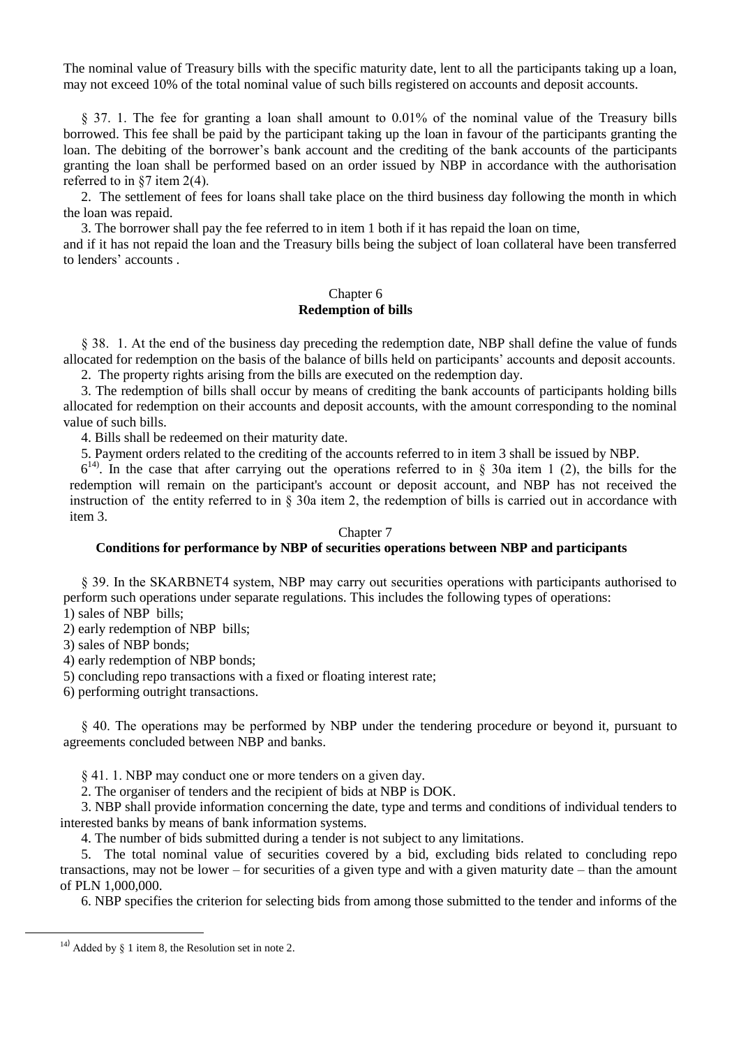The nominal value of Treasury bills with the specific maturity date, lent to all the participants taking up a loan, may not exceed 10% of the total nominal value of such bills registered on accounts and deposit accounts.

§ 37. 1. The fee for granting a loan shall amount to 0.01% of the nominal value of the Treasury bills borrowed. This fee shall be paid by the participant taking up the loan in favour of the participants granting the loan. The debiting of the borrower's bank account and the crediting of the bank accounts of the participants granting the loan shall be performed based on an order issued by NBP in accordance with the authorisation referred to in §7 item 2(4).

2. The settlement of fees for loans shall take place on the third business day following the month in which the loan was repaid.

3. The borrower shall pay the fee referred to in item 1 both if it has repaid the loan on time, and if it has not repaid the loan and the Treasury bills being the subject of loan collateral have been transferred to lenders' accounts .

## Chapter 6
## Redemption of bills

§ 38. 1. At the end of the business day preceding the redemption date, NBP shall define the value of funds allocated for redemption on the basis of the balance of bills held on participants' accounts and deposit accounts.

2. The property rights arising from the bills are executed on the redemption day.

3. The redemption of bills shall occur by means of crediting the bank accounts of participants holding bills allocated for redemption on their accounts and deposit accounts, with the amount corresponding to the nominal value of such bills.

4. Bills shall be redeemed on their maturity date.

5. Payment orders related to the crediting of the accounts referred to in item 3 shall be issued by NBP.

6[14]. In the case that after carrying out the operations referred to in § 30a item 1 (2), the bills for the redemption will remain on the participant's account or deposit account, and NBP has not received the instruction of the entity referred to in § 30a item 2, the redemption of bills is carried out in accordance with item 3.

## Chapter 7
## Conditions for performance by NBP of securities operations between NBP and participants

§ 39. In the SKARBNET4 system, NBP may carry out securities operations with participants authorised to perform such operations under separate regulations. This includes the following types of operations:

1) sales of NBP bills;
2) early redemption of NBP bills;
3) sales of NBP bonds;
4) early redemption of NBP bonds;
5) concluding repo transactions with a fixed or floating interest rate;
6) performing outright transactions.

§ 40. The operations may be performed by NBP under the tendering procedure or beyond it, pursuant to agreements concluded between NBP and banks.

§ 41. 1. NBP may conduct one or more tenders on a given day.

2. The organiser of tenders and the recipient of bids at NBP is DOK.

3. NBP shall provide information concerning the date, type and terms and conditions of individual tenders to interested banks by means of bank information systems.

4. The number of bids submitted during a tender is not subject to any limitations.

5. The total nominal value of securities covered by a bid, excluding bids related to concluding repo transactions, may not be lower – for securities of a given type and with a given maturity date – than the amount of PLN 1,000,000.

6. NBP specifies the criterion for selecting bids from among those submitted to the tender and informs of the

---

[14] Added by § 1 item 8, the Resolution set in note 2.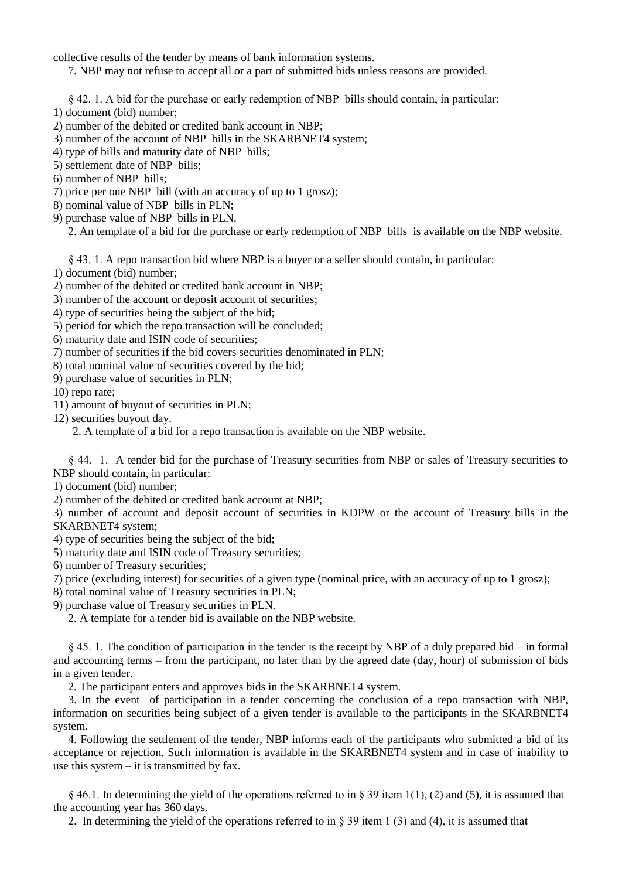collective results of the tender by means of bank information systems.

7. NBP may not refuse to accept all or a part of submitted bids unless reasons are provided.

§ 42. 1. A bid for the purchase or early redemption of NBP bills should contain, in particular:

1) document (bid) number;
2) number of the debited or credited bank account in NBP;
3) number of the account of NBP bills in the SKARBNET4 system;
4) type of bills and maturity date of NBP bills;
5) settlement date of NBP bills;
6) number of NBP bills;
7) price per one NBP bill (with an accuracy of up to 1 grosz);
8) nominal value of NBP bills in PLN;
9) purchase value of NBP bills in PLN.

2. An template of a bid for the purchase or early redemption of NBP bills is available on the NBP website.

§ 43. 1. A repo transaction bid where NBP is a buyer or a seller should contain, in particular:

1) document (bid) number;
2) number of the debited or credited bank account in NBP;
3) number of the account or deposit account of securities;
4) type of securities being the subject of the bid;
5) period for which the repo transaction will be concluded;
6) maturity date and ISIN code of securities;
7) number of securities if the bid covers securities denominated in PLN;
8) total nominal value of securities covered by the bid;
9) purchase value of securities in PLN;
10) repo rate;
11) amount of buyout of securities in PLN;
12) securities buyout day.

2. A template of a bid for a repo transaction is available on the NBP website.

§ 44. 1. A tender bid for the purchase of Treasury securities from NBP or sales of Treasury securities to NBP should contain, in particular:

1) document (bid) number;
2) number of the debited or credited bank account at NBP;
3) number of account and deposit account of securities in KDPW or the account of Treasury bills in the SKARBNET4 system;
4) type of securities being the subject of the bid;
5) maturity date and ISIN code of Treasury securities;
6) number of Treasury securities;
7) price (excluding interest) for securities of a given type (nominal price, with an accuracy of up to 1 grosz);
8) total nominal value of Treasury securities in PLN;
9) purchase value of Treasury securities in PLN.

2. A template for a tender bid is available on the NBP website.

§ 45. 1. The condition of participation in the tender is the receipt by NBP of a duly prepared bid – in formal and accounting terms – from the participant, no later than by the agreed date (day, hour) of submission of bids in a given tender.

2. The participant enters and approves bids in the SKARBNET4 system.

3. In the event of participation in a tender concerning the conclusion of a repo transaction with NBP, information on securities being subject of a given tender is available to the participants in the SKARBNET4 system.

4. Following the settlement of the tender, NBP informs each of the participants who submitted a bid of its acceptance or rejection. Such information is available in the SKARBNET4 system and in case of inability to use this system – it is transmitted by fax.

§ 46.1. In determining the yield of the operations referred to in § 39 item 1(1), (2) and (5), it is assumed that the accounting year has 360 days.

2. In determining the yield of the operations referred to in § 39 item 1 (3) and (4), it is assumed that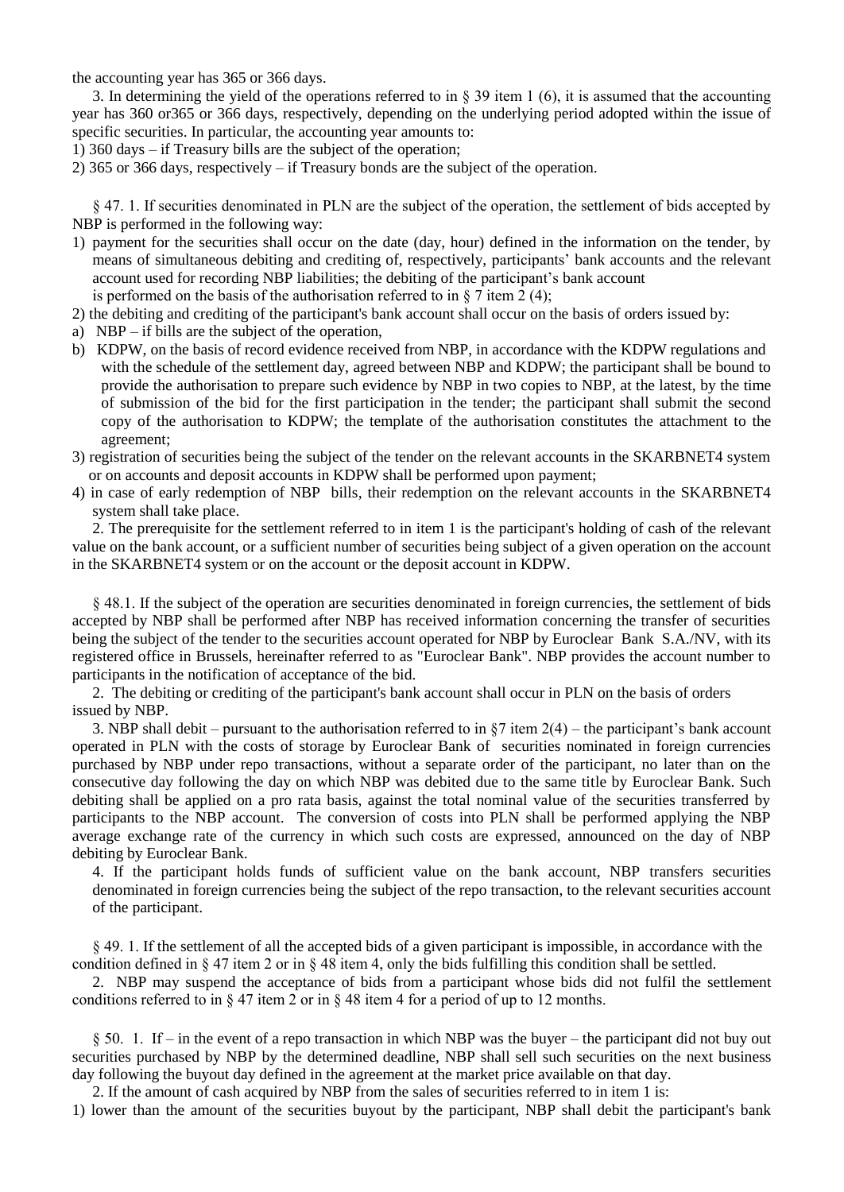the accounting year has 365 or 366 days.

3. In determining the yield of the operations referred to in § 39 item 1 (6), it is assumed that the accounting year has 360 or365 or 366 days, respectively, depending on the underlying period adopted within the issue of specific securities. In particular, the accounting year amounts to:

1) 360 days – if Treasury bills are the subject of the operation;
2) 365 or 366 days, respectively – if Treasury bonds are the subject of the operation.

§ 47. 1. If securities denominated in PLN are the subject of the operation, the settlement of bids accepted by NBP is performed in the following way:

1) payment for the securities shall occur on the date (day, hour) defined in the information on the tender, by means of simultaneous debiting and crediting of, respectively, participants' bank accounts and the relevant account used for recording NBP liabilities; the debiting of the participant's bank account is performed on the basis of the authorisation referred to in § 7 item 2 (4);
2) the debiting and crediting of the participant's bank account shall occur on the basis of orders issued by:
   a) NBP – if bills are the subject of the operation,
   b) KDPW, on the basis of record evidence received from NBP, in accordance with the KDPW regulations and with the schedule of the settlement day, agreed between NBP and KDPW; the participant shall be bound to provide the authorisation to prepare such evidence by NBP in two copies to NBP, at the latest, by the time of submission of the bid for the first participation in the tender; the participant shall submit the second copy of the authorisation to KDPW; the template of the authorisation constitutes the attachment to the agreement;
3) registration of securities being the subject of the tender on the relevant accounts in the SKARBNET4 system or on accounts and deposit accounts in KDPW shall be performed upon payment;
4) in case of early redemption of NBP bills, their redemption on the relevant accounts in the SKARBNET4 system shall take place.

2. The prerequisite for the settlement referred to in item 1 is the participant's holding of cash of the relevant value on the bank account, or a sufficient number of securities being subject of a given operation on the account in the SKARBNET4 system or on the account or the deposit account in KDPW.

§ 48.1. If the subject of the operation are securities denominated in foreign currencies, the settlement of bids accepted by NBP shall be performed after NBP has received information concerning the transfer of securities being the subject of the tender to the securities account operated for NBP by Euroclear Bank S.A./NV, with its registered office in Brussels, hereinafter referred to as "Euroclear Bank". NBP provides the account number to participants in the notification of acceptance of the bid.

2. The debiting or crediting of the participant's bank account shall occur in PLN on the basis of orders issued by NBP.

3. NBP shall debit – pursuant to the authorisation referred to in §7 item 2(4) – the participant's bank account operated in PLN with the costs of storage by Euroclear Bank of securities nominated in foreign currencies purchased by NBP under repo transactions, without a separate order of the participant, no later than on the consecutive day following the day on which NBP was debited due to the same title by Euroclear Bank. Such debiting shall be applied on a pro rata basis, against the total nominal value of the securities transferred by participants to the NBP account. The conversion of costs into PLN shall be performed applying the NBP average exchange rate of the currency in which such costs are expressed, announced on the day of NBP debiting by Euroclear Bank.

4. If the participant holds funds of sufficient value on the bank account, NBP transfers securities denominated in foreign currencies being the subject of the repo transaction, to the relevant securities account of the participant.

§ 49. 1. If the settlement of all the accepted bids of a given participant is impossible, in accordance with the condition defined in § 47 item 2 or in § 48 item 4, only the bids fulfilling this condition shall be settled.

2. NBP may suspend the acceptance of bids from a participant whose bids did not fulfil the settlement conditions referred to in § 47 item 2 or in § 48 item 4 for a period of up to 12 months.

§ 50. 1. If – in the event of a repo transaction in which NBP was the buyer – the participant did not buy out securities purchased by NBP by the determined deadline, NBP shall sell such securities on the next business day following the buyout day defined in the agreement at the market price available on that day.

2. If the amount of cash acquired by NBP from the sales of securities referred to in item 1 is:

1) lower than the amount of the securities buyout by the participant, NBP shall debit the participant's bank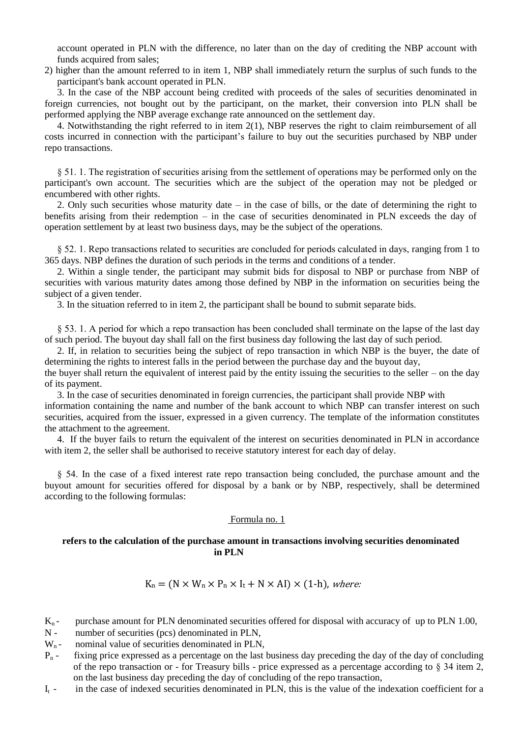account operated in PLN with the difference, no later than on the day of crediting the NBP account with funds acquired from sales;

2) higher than the amount referred to in item 1, NBP shall immediately return the surplus of such funds to the participant's bank account operated in PLN.

3. In the case of the NBP account being credited with proceeds of the sales of securities denominated in foreign currencies, not bought out by the participant, on the market, their conversion into PLN shall be performed applying the NBP average exchange rate announced on the settlement day.

4. Notwithstanding the right referred to in item 2(1), NBP reserves the right to claim reimbursement of all costs incurred in connection with the participant's failure to buy out the securities purchased by NBP under repo transactions.

§ 51. 1. The registration of securities arising from the settlement of operations may be performed only on the participant's own account. The securities which are the subject of the operation may not be pledged or encumbered with other rights.

2. Only such securities whose maturity date – in the case of bills, or the date of determining the right to benefits arising from their redemption – in the case of securities denominated in PLN exceeds the day of operation settlement by at least two business days, may be the subject of the operations.

§ 52. 1. Repo transactions related to securities are concluded for periods calculated in days, ranging from 1 to 365 days. NBP defines the duration of such periods in the terms and conditions of a tender.

2. Within a single tender, the participant may submit bids for disposal to NBP or purchase from NBP of securities with various maturity dates among those defined by NBP in the information on securities being the subject of a given tender.

3. In the situation referred to in item 2, the participant shall be bound to submit separate bids.

§ 53. 1. A period for which a repo transaction has been concluded shall terminate on the lapse of the last day of such period. The buyout day shall fall on the first business day following the last day of such period.

2. If, in relation to securities being the subject of repo transaction in which NBP is the buyer, the date of determining the rights to interest falls in the period between the purchase day and the buyout day,
the buyer shall return the equivalent of interest paid by the entity issuing the securities to the seller – on the day of its payment.

3. In the case of securities denominated in foreign currencies, the participant shall provide NBP with information containing the name and number of the bank account to which NBP can transfer interest on such securities, acquired from the issuer, expressed in a given currency. The template of the information constitutes the attachment to the agreement.

4. If the buyer fails to return the equivalent of the interest on securities denominated in PLN in accordance with item 2, the seller shall be authorised to receive statutory interest for each day of delay.

§ 54. In the case of a fixed interest rate repo transaction being concluded, the purchase amount and the buyout amount for securities offered for disposal by a bank or by NBP, respectively, shall be determined according to the following formulas:

Formula no. 1

**refers to the calculation of the purchase amount in transactions involving securities denominated in PLN**

$$K_n = (N \times W_n \times P_n \times I_t + N \times AI) \times (1\text{-}h), \textit{ where:}$$

$K_n$ - purchase amount for PLN denominated securities offered for disposal with accuracy of up to PLN 1.00,

N - number of securities (pcs) denominated in PLN,

$W_n$ - nominal value of securities denominated in PLN,

$P_n$ - fixing price expressed as a percentage on the last business day preceding the day of the day of concluding of the repo transaction or - for Treasury bills - price expressed as a percentage according to § 34 item 2, on the last business day preceding the day of concluding of the repo transaction,

$I_t$ - in the case of indexed securities denominated in PLN, this is the value of the indexation coefficient for a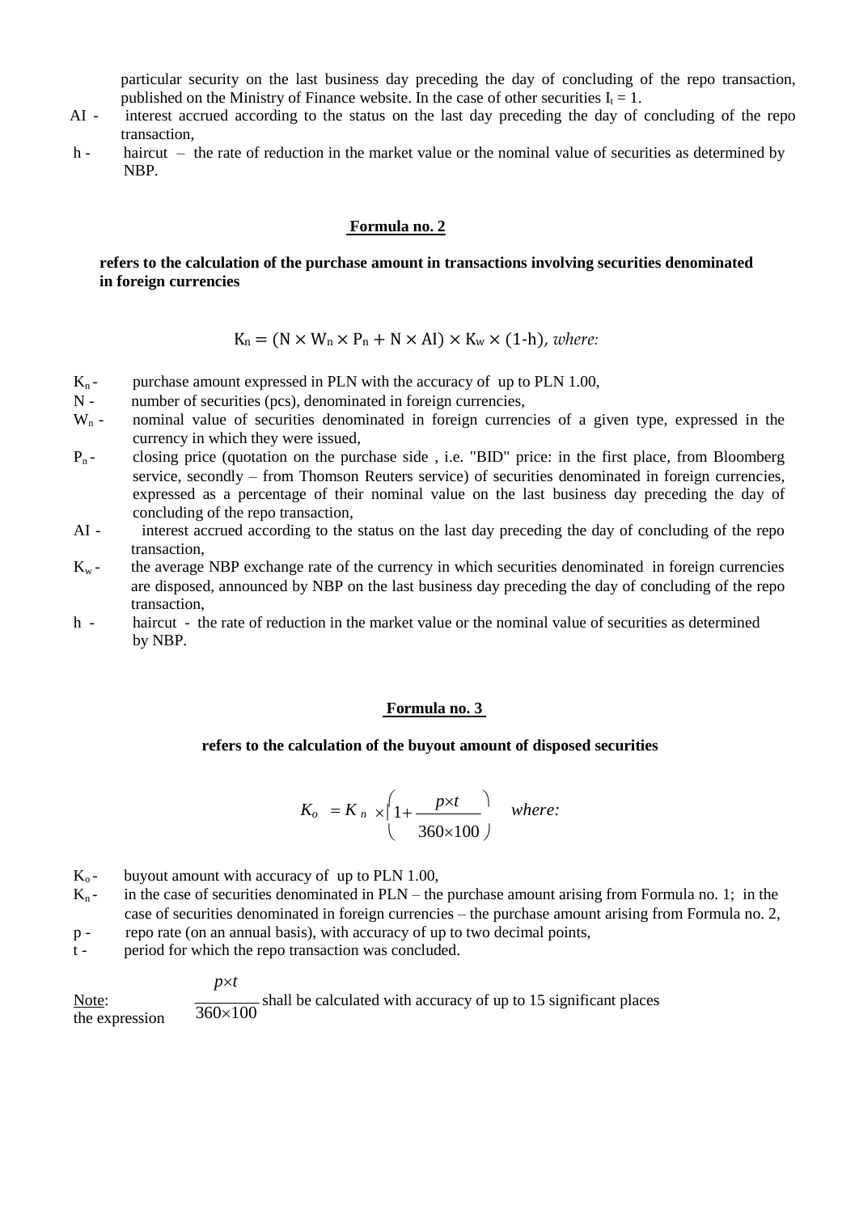particular security on the last business day preceding the day of concluding of the repo transaction, published on the Ministry of Finance website. In the case of other securities $I_t = 1$.

AI - interest accrued according to the status on the last day preceding the day of concluding of the repo transaction,

h - haircut – the rate of reduction in the market value or the nominal value of securities as determined by NBP.

## Formula no. 2

**refers to the calculation of the purchase amount in transactions involving securities denominated in foreign currencies**

$$K_n = (N \times W_n \times P_n + N \times AI) \times K_w \times (1\text{-}h), \textit{ where:}$$

- $K_n$ - purchase amount expressed in PLN with the accuracy of up to PLN 1.00,
- N - number of securities (pcs), denominated in foreign currencies,
- $W_n$ - nominal value of securities denominated in foreign currencies of a given type, expressed in the currency in which they were issued,
- $P_n$ - closing price (quotation on the purchase side , i.e. "BID" price: in the first place, from Bloomberg service, secondly – from Thomson Reuters service) of securities denominated in foreign currencies, expressed as a percentage of their nominal value on the last business day preceding the day of concluding of the repo transaction,
- AI - interest accrued according to the status on the last day preceding the day of concluding of the repo transaction,
- $K_w$ - the average NBP exchange rate of the currency in which securities denominated in foreign currencies are disposed, announced by NBP on the last business day preceding the day of concluding of the repo transaction,
- h - haircut - the rate of reduction in the market value or the nominal value of securities as determined by NBP.

## Formula no. 3

**refers to the calculation of the buyout amount of disposed securities**

$$K_o = K_n \times \left(1 + \frac{p \times t}{360 \times 100}\right) \quad \textit{where:}$$

- $K_o$ - buyout amount with accuracy of up to PLN 1.00,
- $K_n$ - in the case of securities denominated in PLN – the purchase amount arising from Formula no. 1; in the case of securities denominated in foreign currencies – the purchase amount arising from Formula no. 2,
- p - repo rate (on an annual basis), with accuracy of up to two decimal points,
- t - period for which the repo transaction was concluded.

Note: the expression $\frac{p \times t}{360 \times 100}$ shall be calculated with accuracy of up to 15 significant places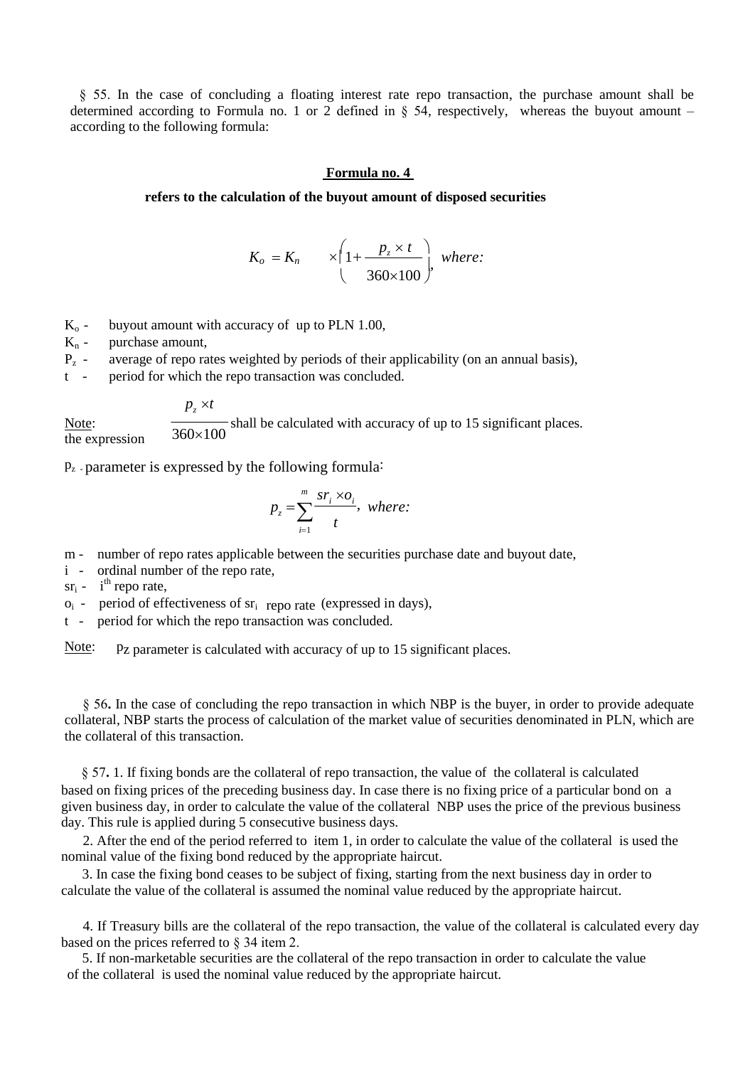§ 55. In the case of concluding a floating interest rate repo transaction, the purchase amount shall be determined according to Formula no. 1 or 2 defined in § 54, respectively, whereas the buyout amount – according to the following formula:

**Formula no. 4**

**refers to the calculation of the buyout amount of disposed securities**

$$K_o = K_n \times \left(1 + \frac{p_z \times t}{360 \times 100}\right), \ \textit{where:}$$

$K_o$ - buyout amount with accuracy of up to PLN 1.00,

$K_n$ - purchase amount,

$P_z$ - average of repo rates weighted by periods of their applicability (on an annual basis),

t - period for which the repo transaction was concluded.

Note: the expression $\frac{p_z \times t}{360 \times 100}$ shall be calculated with accuracy of up to 15 significant places.

$p_z$ - parameter is expressed by the following formula:

$$p_z = \sum_{i=1}^{m} \frac{sr_i \times o_i}{t}, \ \textit{where:}$$

m - number of repo rates applicable between the securities purchase date and buyout date,

i - ordinal number of the repo rate,

$sr_i$ - $i^{th}$ repo rate,

$o_i$ - period of effectiveness of $sr_i$ repo rate (expressed in days),

t - period for which the repo transaction was concluded.

Note: $p_z$ parameter is calculated with accuracy of up to 15 significant places.

§ 56**.** In the case of concluding the repo transaction in which NBP is the buyer, in order to provide adequate collateral, NBP starts the process of calculation of the market value of securities denominated in PLN, which are the collateral of this transaction.

§ 57**.** 1. If fixing bonds are the collateral of repo transaction, the value of the collateral is calculated based on fixing prices of the preceding business day. In case there is no fixing price of a particular bond on a given business day, in order to calculate the value of the collateral NBP uses the price of the previous business day. This rule is applied during 5 consecutive business days.

2. After the end of the period referred to item 1, in order to calculate the value of the collateral is used the nominal value of the fixing bond reduced by the appropriate haircut.

3. In case the fixing bond ceases to be subject of fixing, starting from the next business day in order to calculate the value of the collateral is assumed the nominal value reduced by the appropriate haircut.

4. If Treasury bills are the collateral of the repo transaction, the value of the collateral is calculated every day based on the prices referred to § 34 item 2.

5. If non-marketable securities are the collateral of the repo transaction in order to calculate the value of the collateral is used the nominal value reduced by the appropriate haircut.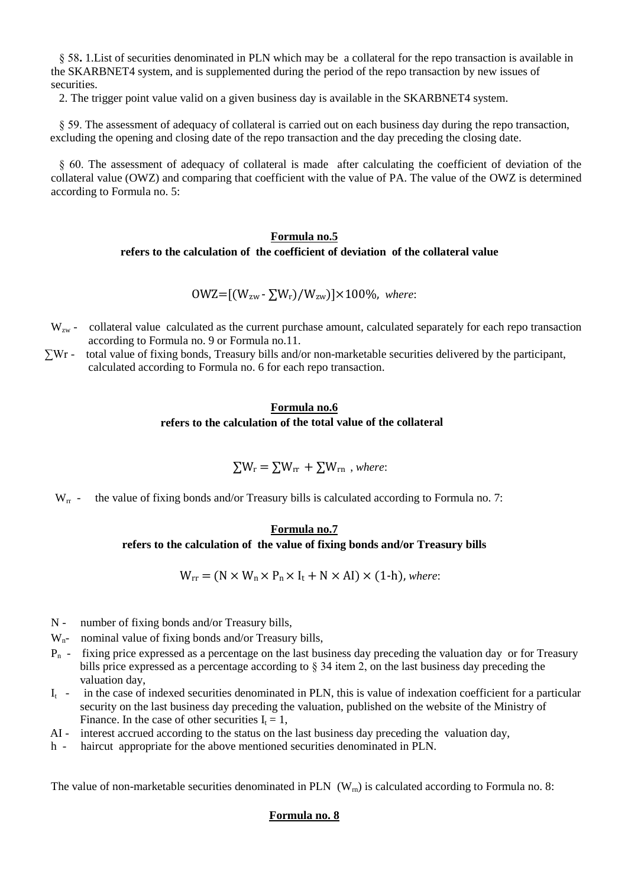§ 58. 1.List of securities denominated in PLN which may be a collateral for the repo transaction is available in the SKARBNET4 system, and is supplemented during the period of the repo transaction by new issues of securities.

2. The trigger point value valid on a given business day is available in the SKARBNET4 system.

§ 59. The assessment of adequacy of collateral is carried out on each business day during the repo transaction, excluding the opening and closing date of the repo transaction and the day preceding the closing date.

§ 60. The assessment of adequacy of collateral is made after calculating the coefficient of deviation of the collateral value (OWZ) and comparing that coefficient with the value of PA. The value of the OWZ is determined according to Formula no. 5:

**Formula no.5**

**refers to the calculation of the coefficient of deviation of the collateral value**

$$OWZ=[(W_{zw} - \sum W_r)/W_{zw})]\times 100\%,$$ *where*:

$W_{zw}$ - collateral value calculated as the current purchase amount, calculated separately for each repo transaction according to Formula no. 9 or Formula no.11.

$\sum Wr$ - total value of fixing bonds, Treasury bills and/or non-marketable securities delivered by the participant, calculated according to Formula no. 6 for each repo transaction.

**Formula no.6**

**refers to the calculation of the total value of the collateral**

$$\sum W_r = \sum W_{rr} + \sum W_{rn}$$ , *where*:

$W_{rr}$ - the value of fixing bonds and/or Treasury bills is calculated according to Formula no. 7:

**Formula no.7**

**refers to the calculation of the value of fixing bonds and/or Treasury bills**

$$W_{rr} = (N \times W_n \times P_n \times I_t + N \times AI) \times (1\text{-}h),$$ *where*:

- N - number of fixing bonds and/or Treasury bills,
- $W_n$- nominal value of fixing bonds and/or Treasury bills,
- $P_n$ - fixing price expressed as a percentage on the last business day preceding the valuation day or for Treasury bills price expressed as a percentage according to § 34 item 2, on the last business day preceding the valuation day,
- $I_t$ - in the case of indexed securities denominated in PLN, this is value of indexation coefficient for a particular security on the last business day preceding the valuation, published on the website of the Ministry of Finance. In the case of other securities $I_t = 1$,
- AI - interest accrued according to the status on the last business day preceding the valuation day,
- h - haircut appropriate for the above mentioned securities denominated in PLN.

The value of non-marketable securities denominated in PLN ($W_{rn}$) is calculated according to Formula no. 8:

**Formula no. 8**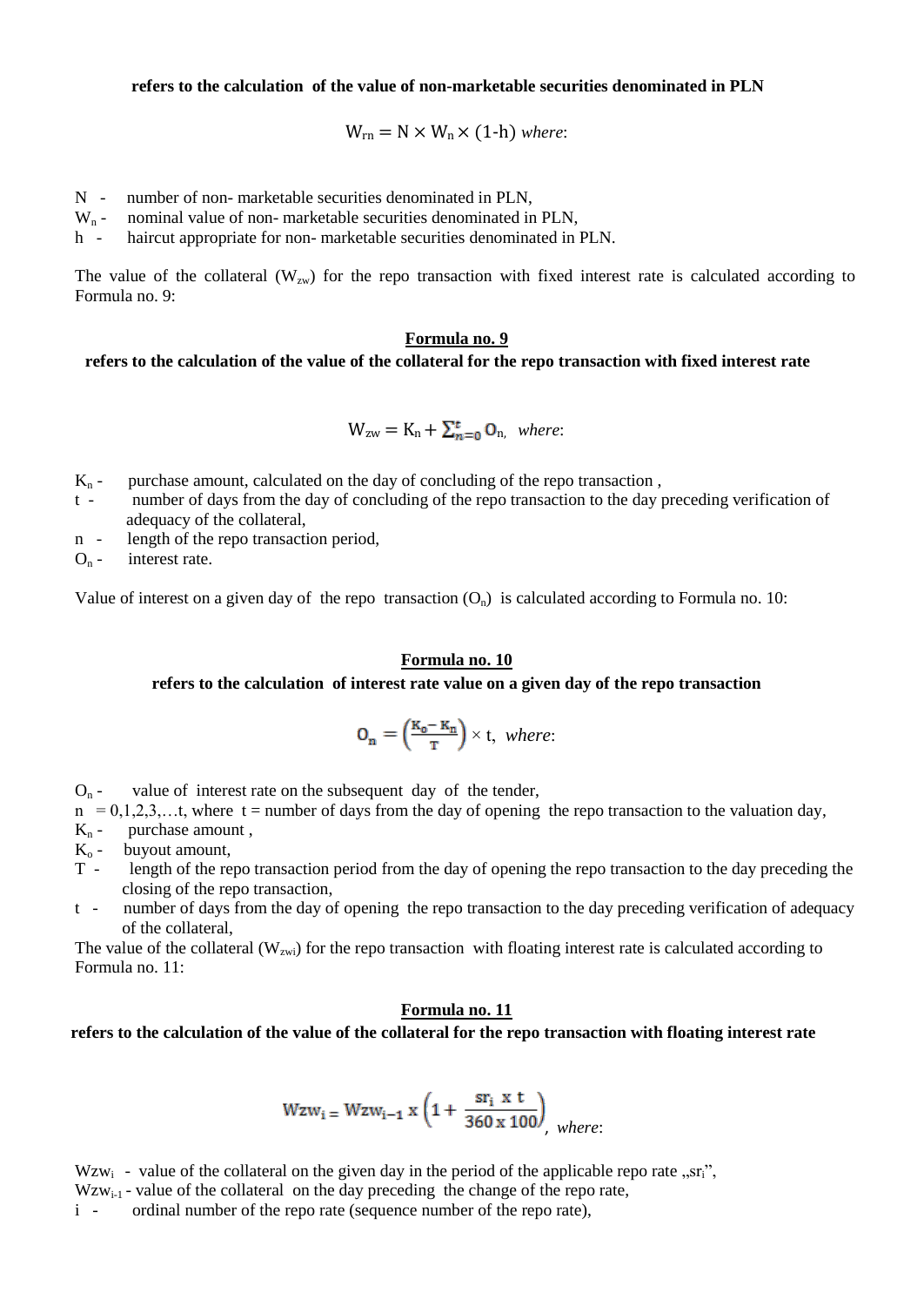**refers to the calculation of the value of non-marketable securities denominated in PLN**

$$W_{rn} = N \times W_n \times (1\text{-}h) \text{ } where:$$

- N - number of non- marketable securities denominated in PLN,
- $W_n$ - nominal value of non- marketable securities denominated in PLN,
- h - haircut appropriate for non- marketable securities denominated in PLN.

The value of the collateral ($W_{zw}$) for the repo transaction with fixed interest rate is calculated according to Formula no. 9:

**Formula no. 9**

**refers to the calculation of the value of the collateral for the repo transaction with fixed interest rate**

$$W_{zw} = K_n + \sum_{n=0}^{t} O_n, \text{ } where:$$

- $K_n$ - purchase amount, calculated on the day of concluding of the repo transaction ,
- t - number of days from the day of concluding of the repo transaction to the day preceding verification of adequacy of the collateral,
- n - length of the repo transaction period,
- $O_n$ - interest rate.

Value of interest on a given day of the repo transaction ($O_n$) is calculated according to Formula no. 10:

**Formula no. 10**

**refers to the calculation of interest rate value on a given day of the repo transaction**

$$O_n = \left(\frac{K_o - K_n}{T}\right) \times t, \text{ } where:$$

- $O_n$ - value of interest rate on the subsequent day of the tender,
- n = 0,1,2,3,…t, where t = number of days from the day of opening the repo transaction to the valuation day,
- $K_n$ - purchase amount ,
- $K_o$ - buyout amount,
- T - length of the repo transaction period from the day of opening the repo transaction to the day preceding the closing of the repo transaction,
- t - number of days from the day of opening the repo transaction to the day preceding verification of adequacy of the collateral,

The value of the collateral ($W_{zwi}$) for the repo transaction with floating interest rate is calculated according to Formula no. 11:

**Formula no. 11**

**refers to the calculation of the value of the collateral for the repo transaction with floating interest rate**

$$Wzw_i = Wzw_{i-1} \times \left(1 + \frac{sr_i \times t}{360 \times 100}\right), \text{ } where:$$

- $Wzw_i$ - value of the collateral on the given day in the period of the applicable repo rate „$sr_i$",
- $Wzw_{i-1}$ - value of the collateral on the day preceding the change of the repo rate,
- i - ordinal number of the repo rate (sequence number of the repo rate),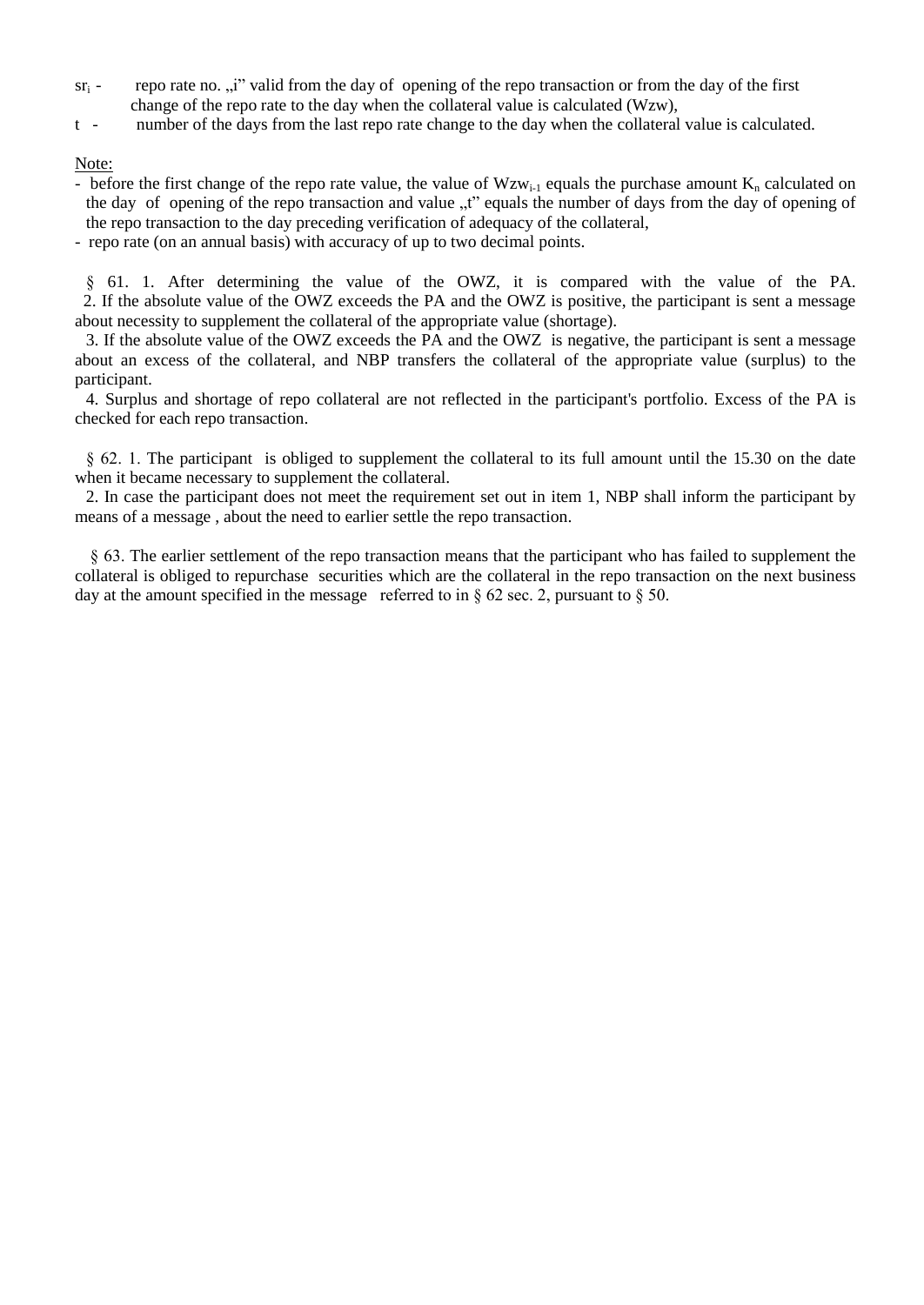$sr_i$ - repo rate no. „i" valid from the day of opening of the repo transaction or from the day of the first change of the repo rate to the day when the collateral value is calculated (Wzw),

t - number of the days from the last repo rate change to the day when the collateral value is calculated.

Note:

- before the first change of the repo rate value, the value of $Wzw_{i-1}$ equals the purchase amount $K_n$ calculated on the day of opening of the repo transaction and value „t" equals the number of days from the day of opening of the repo transaction to the day preceding verification of adequacy of the collateral,
- repo rate (on an annual basis) with accuracy of up to two decimal points.

§ 61. 1. After determining the value of the OWZ, it is compared with the value of the PA.

2. If the absolute value of the OWZ exceeds the PA and the OWZ is positive, the participant is sent a message about necessity to supplement the collateral of the appropriate value (shortage).

3. If the absolute value of the OWZ exceeds the PA and the OWZ is negative, the participant is sent a message about an excess of the collateral, and NBP transfers the collateral of the appropriate value (surplus) to the participant.

4. Surplus and shortage of repo collateral are not reflected in the participant's portfolio. Excess of the PA is checked for each repo transaction.

§ 62. 1. The participant is obliged to supplement the collateral to its full amount until the 15.30 on the date when it became necessary to supplement the collateral.

2. In case the participant does not meet the requirement set out in item 1, NBP shall inform the participant by means of a message , about the need to earlier settle the repo transaction.

§ 63. The earlier settlement of the repo transaction means that the participant who has failed to supplement the collateral is obliged to repurchase securities which are the collateral in the repo transaction on the next business day at the amount specified in the message referred to in § 62 sec. 2, pursuant to § 50.